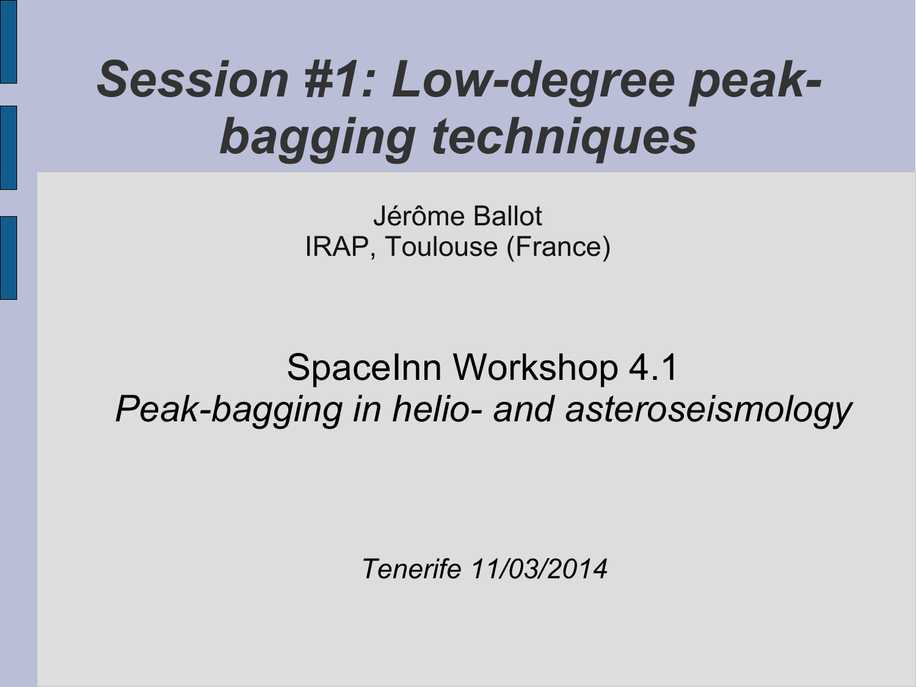# *Session #1: Low-degree peak-bagging techniques*

Jérôme Ballot
IRAP, Toulouse (France)

SpaceInn Workshop 4.1
*Peak-bagging in helio- and asteroseismology*

*Tenerife 11/03/2014*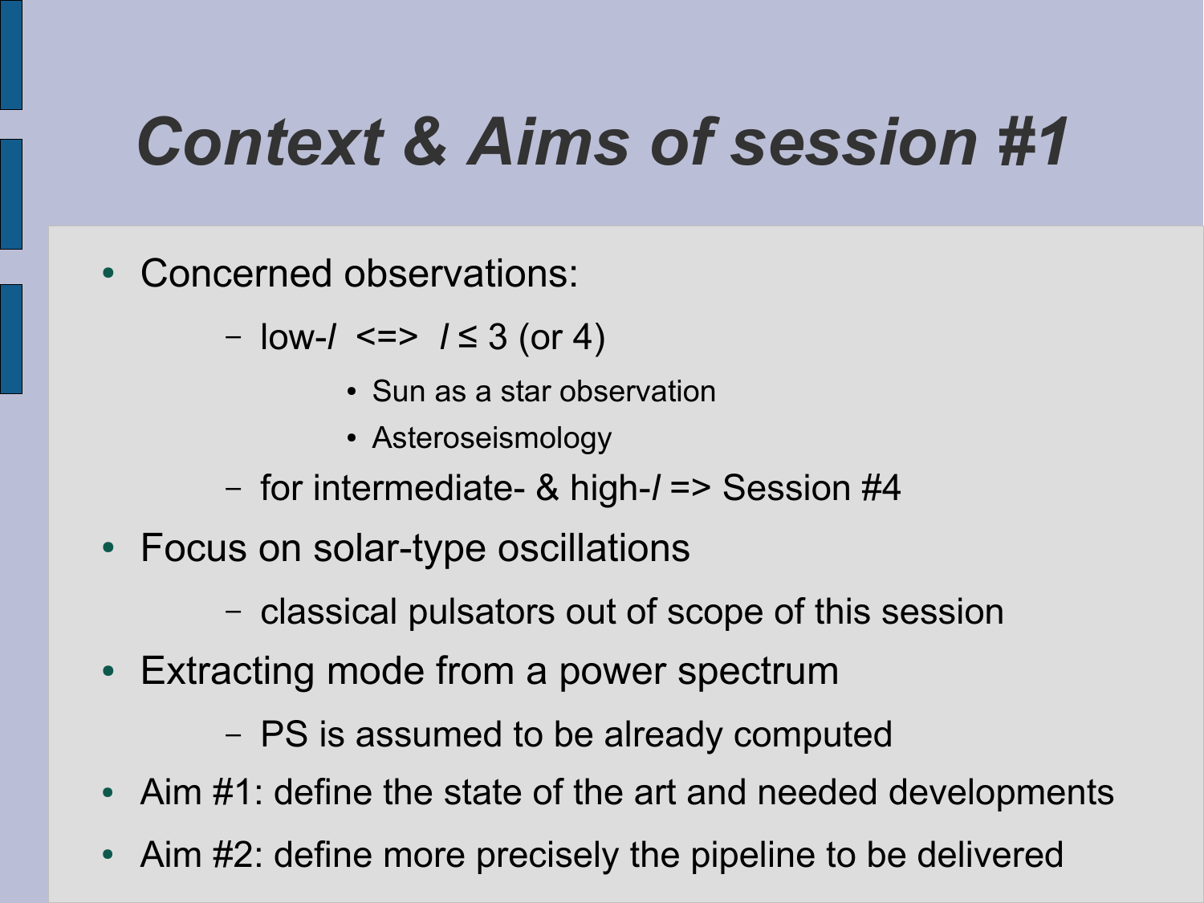# *Context & Aims of session #1*

- Concerned observations:
  - low-$l$ <=> $l \leq 3$ (or 4)
    - Sun as a star observation
    - Asteroseismology
  - for intermediate- & high-$l$ => Session #4
- Focus on solar-type oscillations
  - classical pulsators out of scope of this session
- Extracting mode from a power spectrum
  - PS is assumed to be already computed
- Aim #1: define the state of the art and needed developments
- Aim #2: define more precisely the pipeline to be delivered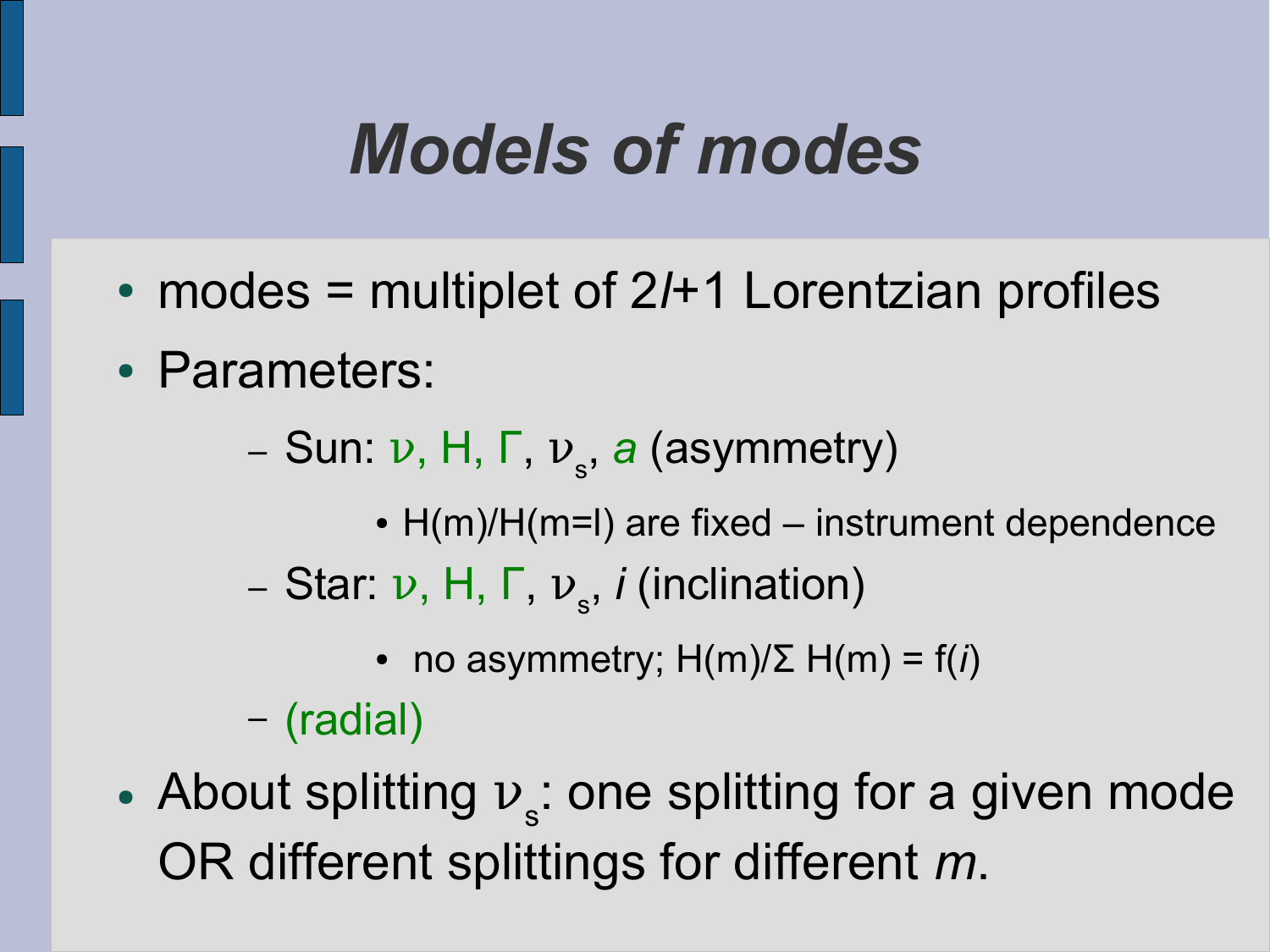# *Models of modes*

- modes = multiplet of $2l+1$ Lorentzian profiles
- Parameters:
  - Sun: $\nu$, H, $\Gamma$, $\nu_s$, *a* (asymmetry)
    - H(m)/H(m=l) are fixed – instrument dependence
  - Star: $\nu$, H, $\Gamma$, $\nu_s$, *i* (inclination)
    - no asymmetry; H(m)/Σ H(m) = f(*i*)
  - (radial)
- About splitting $\nu_s$: one splitting for a given mode OR different splittings for different *m*.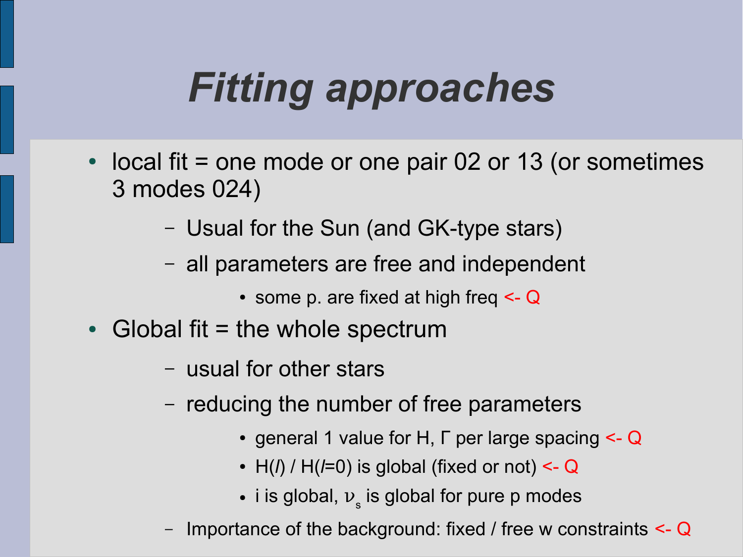# *Fitting approaches*

- local fit = one mode or one pair 02 or 13 (or sometimes 3 modes 024)
  - Usual for the Sun (and GK-type stars)
  - all parameters are free and independent
    - some p. are fixed at high freq <- Q
- Global fit = the whole spectrum
  - usual for other stars
  - reducing the number of free parameters
    - general 1 value for H, Γ per large spacing <- Q
    - H(*l*) / H(*l*=0) is global (fixed or not) <- Q
    - i is global, $\nu_s$ is global for pure p modes
  - Importance of the background: fixed / free w constraints <- Q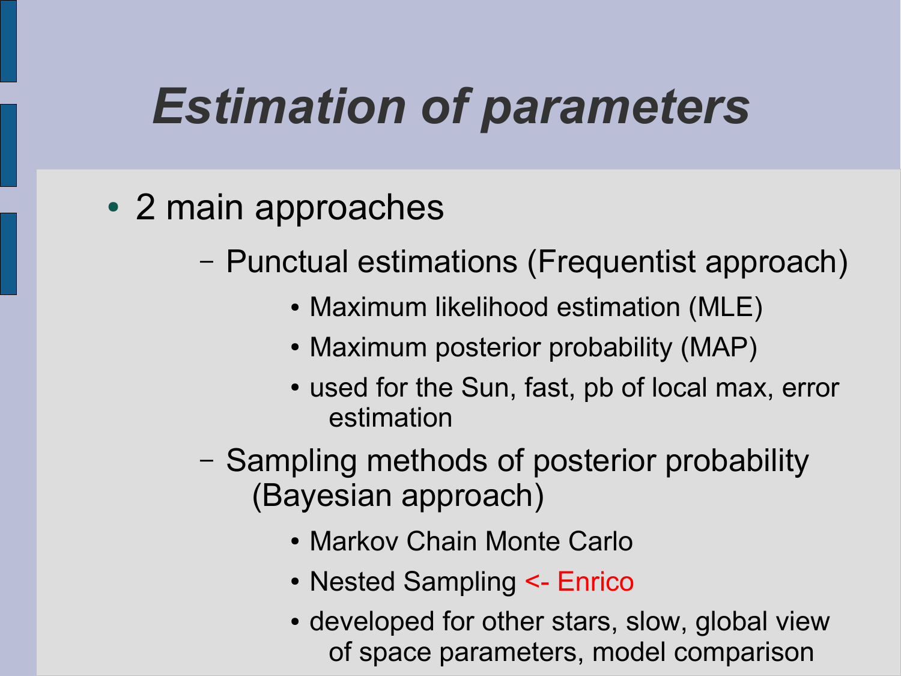# *Estimation of parameters*

- 2 main approaches
  - Punctual estimations (Frequentist approach)
    - Maximum likelihood estimation (MLE)
    - Maximum posterior probability (MAP)
    - used for the Sun, fast, pb of local max, error estimation
  - Sampling methods of posterior probability (Bayesian approach)
    - Markov Chain Monte Carlo
    - Nested Sampling <- Enrico
    - developed for other stars, slow, global view of space parameters, model comparison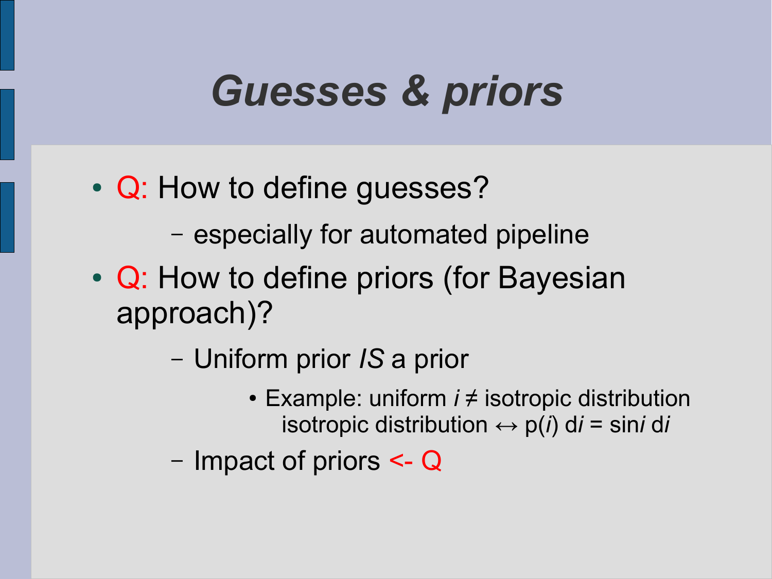# *Guesses & priors*

- Q: How to define guesses?
  - especially for automated pipeline
- Q: How to define priors (for Bayesian approach)?
  - Uniform prior *IS* a prior
    - Example: uniform $i \neq$ isotropic distribution
      isotropic distribution $\leftrightarrow$ $p(i)\,di = \sin i\,di$
  - Impact of priors <- Q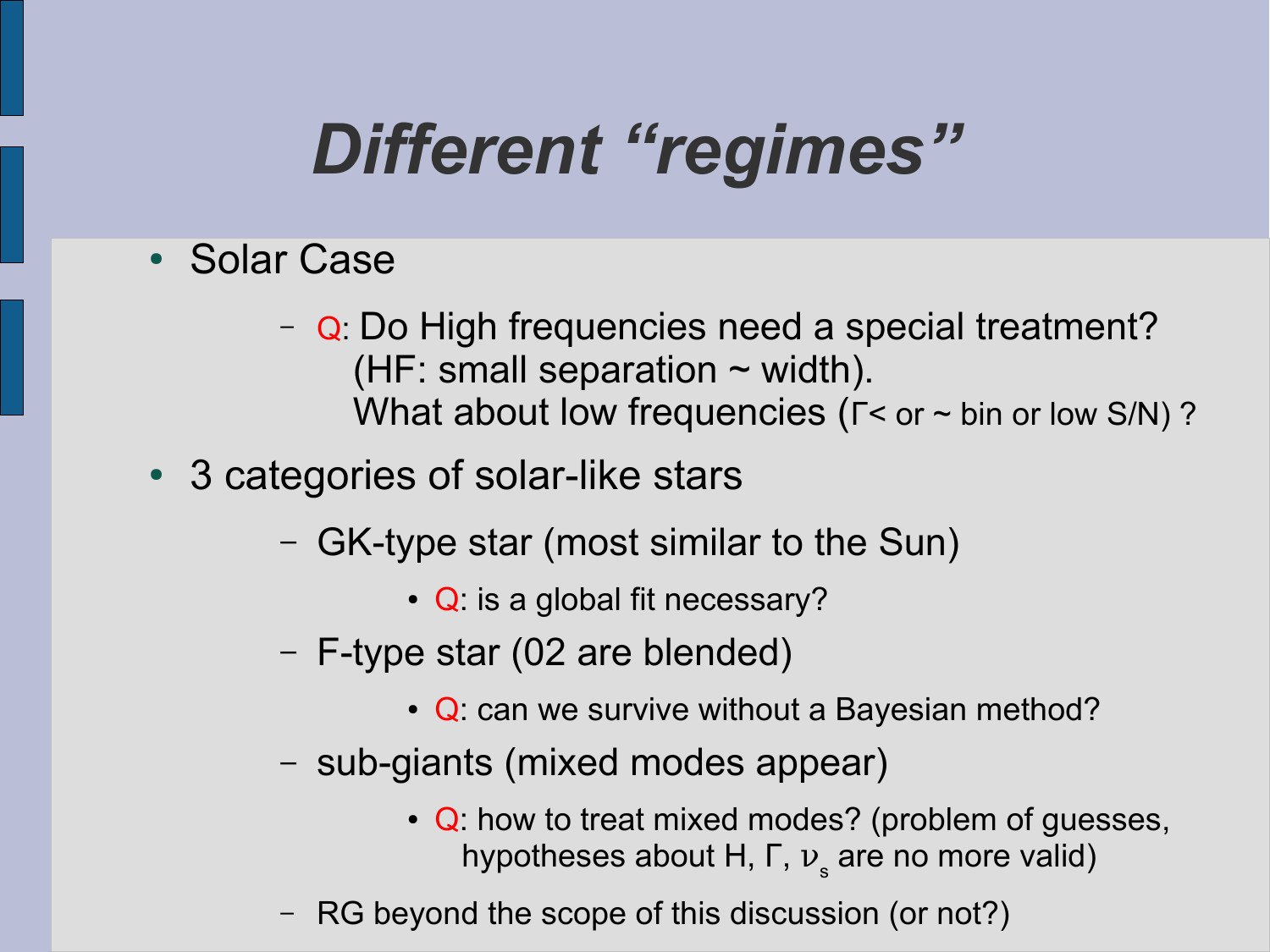# *Different "regimes"*

- Solar Case
  - Q: Do High frequencies need a special treatment? (HF: small separation ~ width). What about low frequencies (Γ< or ~ bin or low S/N) ?
- 3 categories of solar-like stars
  - GK-type star (most similar to the Sun)
    - Q: is a global fit necessary?
  - F-type star (02 are blended)
    - Q: can we survive without a Bayesian method?
  - sub-giants (mixed modes appear)
    - Q: how to treat mixed modes? (problem of guesses, hypotheses about H, Γ, $\nu_s$ are no more valid)
  - RG beyond the scope of this discussion (or not?)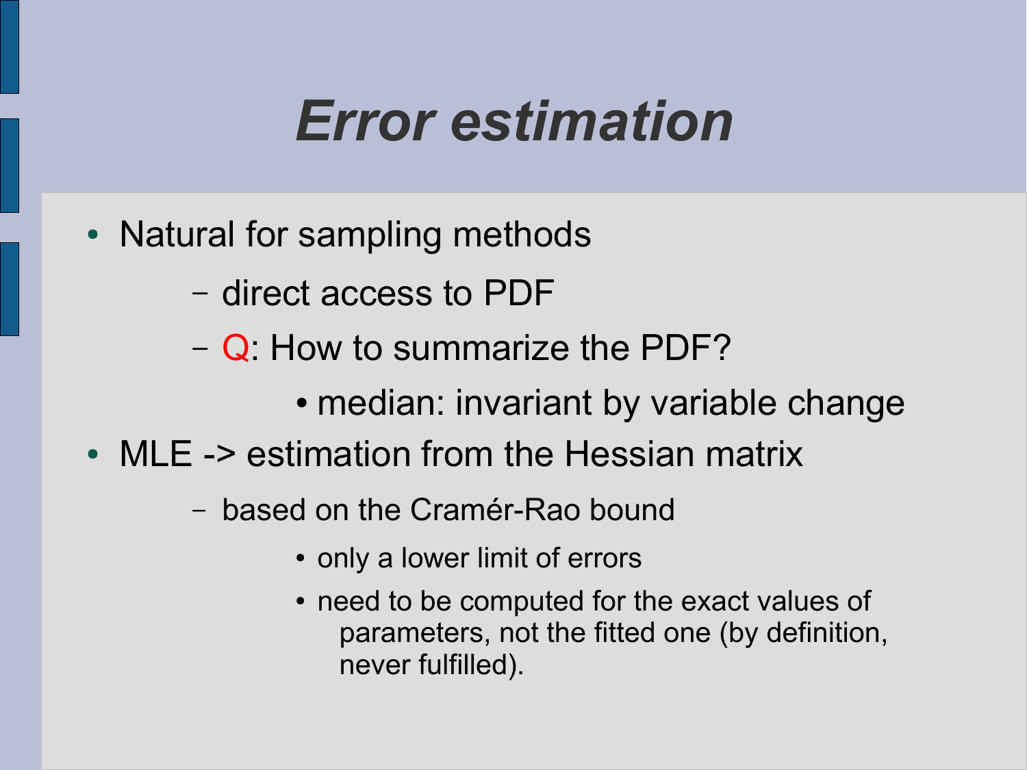# *Error estimation*

- Natural for sampling methods
  - direct access to PDF
  - Q: How to summarize the PDF?
    - median: invariant by variable change
- MLE -> estimation from the Hessian matrix
  - based on the Cramér-Rao bound
    - only a lower limit of errors
    - need to be computed for the exact values of parameters, not the fitted one (by definition, never fulfilled).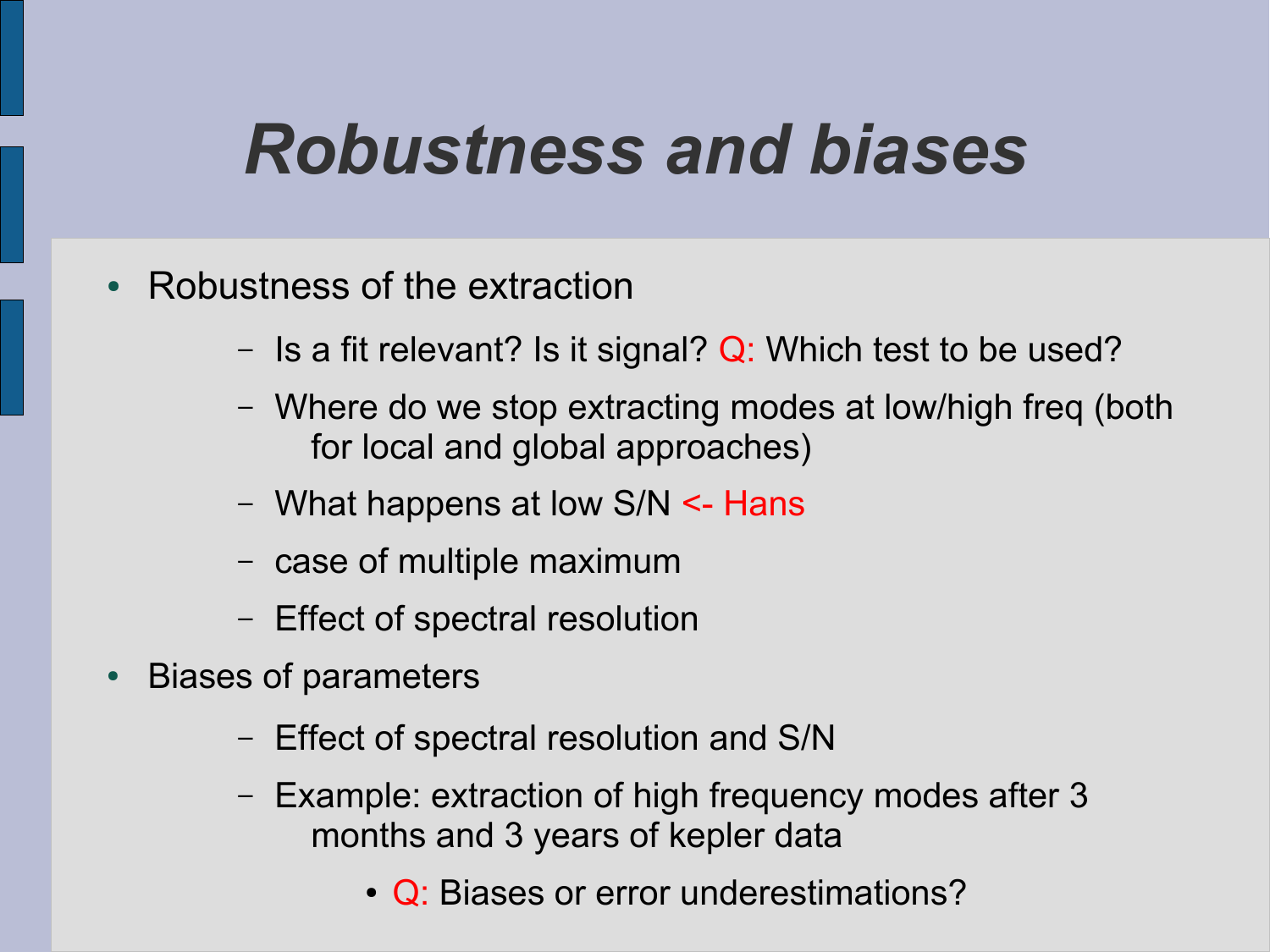# *Robustness and biases*

- Robustness of the extraction
  - Is a fit relevant? Is it signal? Q: Which test to be used?
  - Where do we stop extracting modes at low/high freq (both for local and global approaches)
  - What happens at low S/N <- Hans
  - case of multiple maximum
  - Effect of spectral resolution
- Biases of parameters
  - Effect of spectral resolution and S/N
  - Example: extraction of high frequency modes after 3 months and 3 years of kepler data
    - Q: Biases or error underestimations?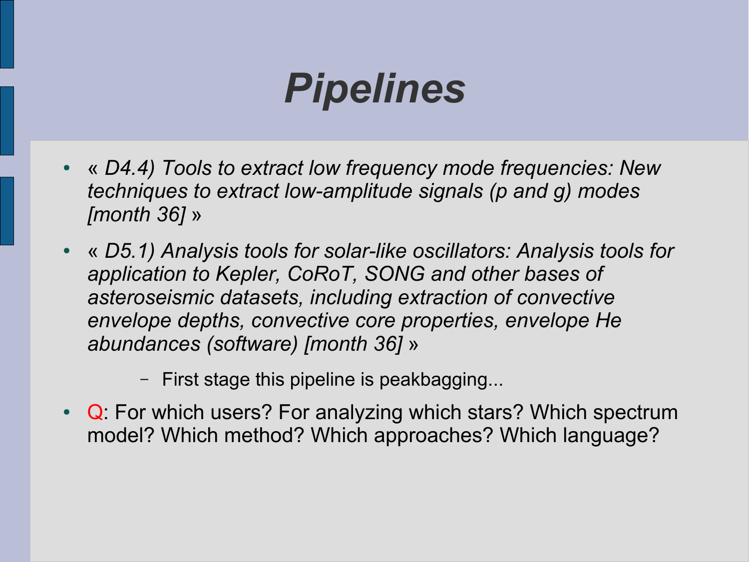# *Pipelines*

- *« D4.4) Tools to extract low frequency mode frequencies: New techniques to extract low-amplitude signals (p and g) modes [month 36] »*
- *« D5.1) Analysis tools for solar-like oscillators: Analysis tools for application to Kepler, CoRoT, SONG and other bases of asteroseismic datasets, including extraction of convective envelope depths, convective core properties, envelope He abundances (software) [month 36] »*
  - First stage this pipeline is peakbagging...
- Q: For which users? For analyzing which stars? Which spectrum model? Which method? Which approaches? Which language?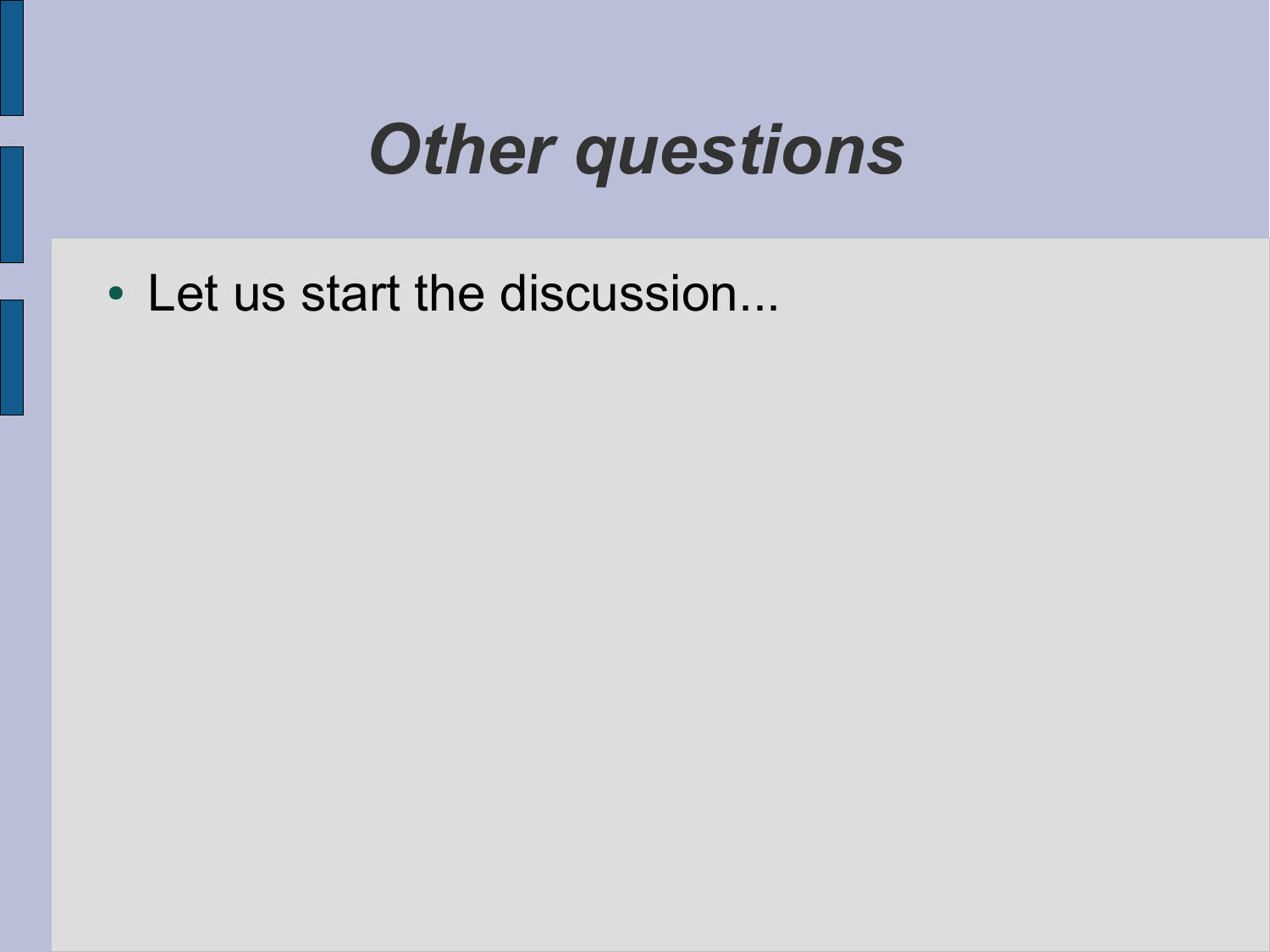# *Other questions*

- Let us start the discussion...